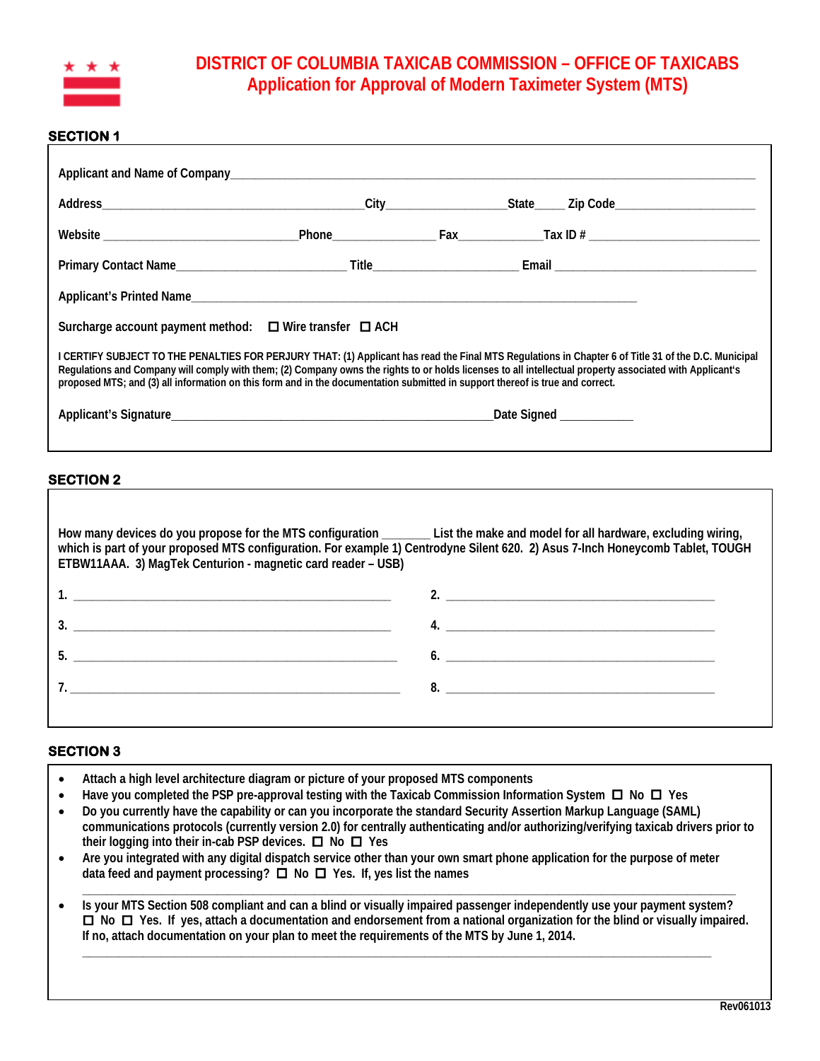# DISTRICT OF COLUMBIA TAXICAB COMMISSION – OFFICE OF TAXICABS

## Application for Approval of Modern Taximeter System (MTS)

### SECTION 1

Applicant and Name of Company\_\_\_\_\_\_\_\_\_\_\_\_\_\_\_\_\_\_\_\_\_\_\_\_\_\_\_\_\_\_\_\_\_\_\_\_\_\_\_\_\_\_\_\_\_\_\_\_\_\_\_\_\_\_\_\_\_\_\_\_\_\_\_\_\_\_\_\_\_\_\_\_\_\_\_\_\_\_

Address\_\_\_\_\_\_\_\_\_\_\_\_\_\_\_\_\_\_\_\_\_\_\_\_\_\_\_\_\_\_\_\_\_\_\_\_\_\_\_City\_\_\_\_\_\_\_\_\_\_\_\_\_\_\_\_\_\_State\_\_\_\_\_ Zip Code\_\_\_\_\_\_\_\_\_\_\_\_\_\_\_\_\_\_\_\_\_

Website \_\_\_\_\_\_\_\_\_\_\_\_\_\_\_\_\_\_\_\_\_\_\_\_\_\_\_\_\_\_Phone\_\_\_\_\_\_\_\_\_\_\_\_\_\_\_\_ Fax\_\_\_\_\_\_\_\_\_\_\_\_\_Tax ID # \_\_\_\_\_\_\_\_\_\_\_\_\_\_\_\_\_\_\_\_\_\_\_\_\_\_

Primary Contact Name\_\_\_\_\_\_\_\_\_\_\_\_\_\_\_\_\_\_\_\_\_\_\_\_\_\_ Title\_\_\_\_\_\_\_\_\_\_\_\_\_\_\_\_\_\_\_\_\_\_ Email \_\_\_\_\_\_\_\_\_\_\_\_\_\_\_\_\_\_\_\_\_\_\_\_\_\_\_\_\_\_\_

Applicant's Printed Name\_\_\_\_\_\_\_\_\_\_\_\_\_\_\_\_\_\_\_\_\_\_\_\_\_\_\_\_\_\_\_\_\_\_\_\_\_\_\_\_\_\_\_\_\_\_\_\_\_\_\_\_\_\_\_\_\_\_\_\_\_\_\_\_\_

Surcharge account payment method: ☐ Wire transfer ☐ ACH

I CERTIFY SUBJECT TO THE PENALTIES FOR PERJURY THAT: (1) Applicant has read the Final MTS Regulations in Chapter 6 of Title 31 of the D.C. Municipal Regulations and Company will comply with them; (2) Company owns the rights to or holds licenses to all intellectual property associated with Applicant's proposed MTS; and (3) all information on this form and in the documentation submitted in support thereof is true and correct.

Applicant's Signature\_\_\_\_\_\_\_\_\_\_\_\_\_\_\_\_\_\_\_\_\_\_\_\_\_\_\_\_\_\_\_\_\_\_\_\_\_\_\_\_\_\_\_\_\_\_\_\_\_\_\_\_Date Signed \_\_\_\_\_\_\_\_\_\_\_\_

### SECTION 2

How many devices do you propose for the MTS configuration \_\_\_\_\_\_\_\_ List the make and model for all hardware, excluding wiring, which is part of your proposed MTS configuration. For example 1) Centrodyne Silent 620. 2) Asus 7-Inch Honeycomb Tablet, TOUGH ETBW11AAA. 3) MagTek Centurion - magnetic card reader – USB)

1. \_\_\_\_\_\_\_\_\_\_\_\_\_\_\_\_\_\_\_\_\_\_\_\_\_\_\_\_\_\_\_\_\_\_\_\_\_\_\_\_\_\_\_\_\_\_\_\_ 2. \_\_\_\_\_\_\_\_\_\_\_\_\_\_\_\_\_\_\_\_\_\_\_\_\_\_\_\_\_\_\_\_\_\_\_\_\_\_\_\_\_\_\_\_\_\_\_\_

3. \_\_\_\_\_\_\_\_\_\_\_\_\_\_\_\_\_\_\_\_\_\_\_\_\_\_\_\_\_\_\_\_\_\_\_\_\_\_\_\_\_\_\_\_\_\_\_\_ 4. \_\_\_\_\_\_\_\_\_\_\_\_\_\_\_\_\_\_\_\_\_\_\_\_\_\_\_\_\_\_\_\_\_\_\_\_\_\_\_\_\_\_\_\_\_\_\_\_

5. \_\_\_\_\_\_\_\_\_\_\_\_\_\_\_\_\_\_\_\_\_\_\_\_\_\_\_\_\_\_\_\_\_\_\_\_\_\_\_\_\_\_\_\_\_\_\_\_ 6. \_\_\_\_\_\_\_\_\_\_\_\_\_\_\_\_\_\_\_\_\_\_\_\_\_\_\_\_\_\_\_\_\_\_\_\_\_\_\_\_\_\_\_\_\_\_\_\_

7. \_\_\_\_\_\_\_\_\_\_\_\_\_\_\_\_\_\_\_\_\_\_\_\_\_\_\_\_\_\_\_\_\_\_\_\_\_\_\_\_\_\_\_\_\_\_\_\_ 8. \_\_\_\_\_\_\_\_\_\_\_\_\_\_\_\_\_\_\_\_\_\_\_\_\_\_\_\_\_\_\_\_\_\_\_\_\_\_\_\_\_\_\_\_\_\_\_\_

### SECTION 3

- Attach a high level architecture diagram or picture of your proposed MTS components
- Have you completed the PSP pre-approval testing with the Taxicab Commission Information System ☐ No ☐ Yes
- Do you currently have the capability or can you incorporate the standard Security Assertion Markup Language (SAML) communications protocols (currently version 2.0) for centrally authenticating and/or authorizing/verifying taxicab drivers prior to their logging into their in-cab PSP devices. ☐ No ☐ Yes
- Are you integrated with any digital dispatch service other than your own smart phone application for the purpose of meter data feed and payment processing? ☐ No ☐ Yes. If, yes list the names
  \_\_\_\_\_\_\_\_\_\_\_\_\_\_\_\_\_\_\_\_\_\_\_\_\_\_\_\_\_\_\_\_\_\_\_\_\_\_\_\_\_\_\_\_\_\_\_\_\_\_\_\_\_\_\_\_\_\_\_\_\_\_\_\_\_\_\_\_\_\_\_\_\_\_\_\_\_\_\_\_\_\_\_\_\_\_\_\_
- Is your MTS Section 508 compliant and can a blind or visually impaired passenger independently use your payment system? ☐ No ☐ Yes. If yes, attach a documentation and endorsement from a national organization for the blind or visually impaired. If no, attach documentation on your plan to meet the requirements of the MTS by June 1, 2014.
  \_\_\_\_\_\_\_\_\_\_\_\_\_\_\_\_\_\_\_\_\_\_\_\_\_\_\_\_\_\_\_\_\_\_\_\_\_\_\_\_\_\_\_\_\_\_\_\_\_\_\_\_\_\_\_\_\_\_\_\_\_\_\_\_\_\_\_\_\_\_\_\_\_\_\_\_\_\_\_\_\_\_\_\_\_\_\_\_

Rev061013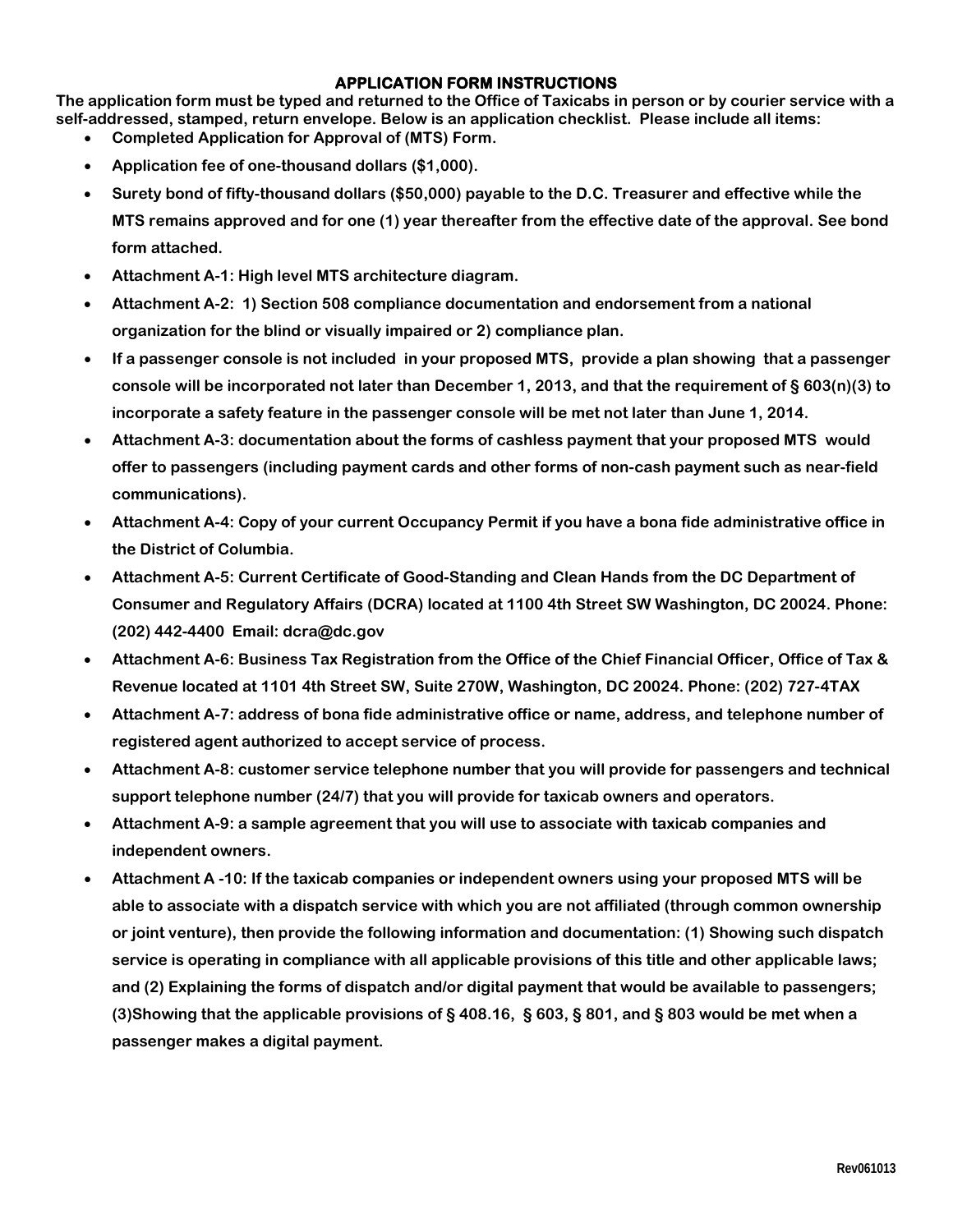# APPLICATION FORM INSTRUCTIONS

**The application form must be typed and returned to the Office of Taxicabs in person or by courier service with a self-addressed, stamped, return envelope. Below is an application checklist. Please include all items:**

- **Completed Application for Approval of (MTS) Form.**
- **Application fee of one-thousand dollars ($1,000).**
- **Surety bond of fifty-thousand dollars ($50,000) payable to the D.C. Treasurer and effective while the MTS remains approved and for one (1) year thereafter from the effective date of the approval. See bond form attached.**
- **Attachment A-1: High level MTS architecture diagram.**
- **Attachment A-2: 1) Section 508 compliance documentation and endorsement from a national organization for the blind or visually impaired or 2) compliance plan.**
- **If a passenger console is not included in your proposed MTS, provide a plan showing that a passenger console will be incorporated not later than December 1, 2013, and that the requirement of § 603(n)(3) to incorporate a safety feature in the passenger console will be met not later than June 1, 2014.**
- **Attachment A-3: documentation about the forms of cashless payment that your proposed MTS would offer to passengers (including payment cards and other forms of non-cash payment such as near-field communications).**
- **Attachment A-4: Copy of your current Occupancy Permit if you have a bona fide administrative office in the District of Columbia.**
- **Attachment A-5: Current Certificate of Good-Standing and Clean Hands from the DC Department of Consumer and Regulatory Affairs (DCRA) located at 1100 4th Street SW Washington, DC 20024. Phone: (202) 442-4400 Email: dcra@dc.gov**
- **Attachment A-6: Business Tax Registration from the Office of the Chief Financial Officer, Office of Tax & Revenue located at 1101 4th Street SW, Suite 270W, Washington, DC 20024. Phone: (202) 727-4TAX**
- **Attachment A-7: address of bona fide administrative office or name, address, and telephone number of registered agent authorized to accept service of process.**
- **Attachment A-8: customer service telephone number that you will provide for passengers and technical support telephone number (24/7) that you will provide for taxicab owners and operators.**
- **Attachment A-9: a sample agreement that you will use to associate with taxicab companies and independent owners.**
- **Attachment A -10: If the taxicab companies or independent owners using your proposed MTS will be able to associate with a dispatch service with which you are not affiliated (through common ownership or joint venture), then provide the following information and documentation: (1) Showing such dispatch service is operating in compliance with all applicable provisions of this title and other applicable laws; and (2) Explaining the forms of dispatch and/or digital payment that would be available to passengers; (3)Showing that the applicable provisions of § 408.16, § 603, § 801, and § 803 would be met when a passenger makes a digital payment.**

Rev061013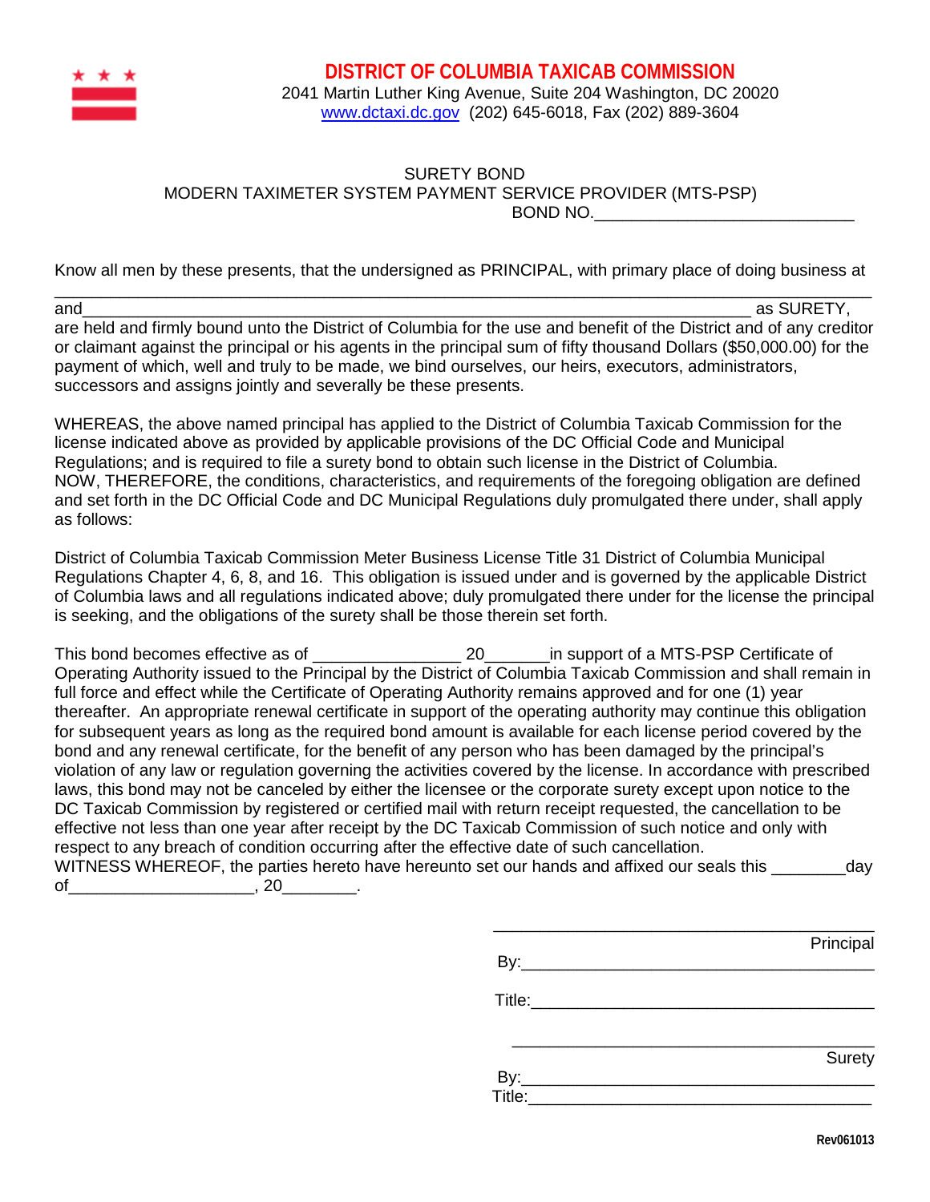# DISTRICT OF COLUMBIA TAXICAB COMMISSION

2041 Martin Luther King Avenue, Suite 204 Washington, DC 20020
www.dctaxi.dc.gov (202) 645-6018, Fax (202) 889-3604

SURETY BOND
MODERN TAXIMETER SYSTEM PAYMENT SERVICE PROVIDER (MTS-PSP)
BOND NO.___________________________

Know all men by these presents, that the undersigned as PRINCIPAL, with primary place of doing business at ______________________________________________________________________________
and_________________________________________________________________________ as SURETY, are held and firmly bound unto the District of Columbia for the use and benefit of the District and of any creditor or claimant against the principal or his agents in the principal sum of fifty thousand Dollars ($50,000.00) for the payment of which, well and truly to be made, we bind ourselves, our heirs, executors, administrators, successors and assigns jointly and severally be these presents.

WHEREAS, the above named principal has applied to the District of Columbia Taxicab Commission for the license indicated above as provided by applicable provisions of the DC Official Code and Municipal Regulations; and is required to file a surety bond to obtain such license in the District of Columbia.
NOW, THEREFORE, the conditions, characteristics, and requirements of the foregoing obligation are defined and set forth in the DC Official Code and DC Municipal Regulations duly promulgated there under, shall apply as follows:

District of Columbia Taxicab Commission Meter Business License Title 31 District of Columbia Municipal Regulations Chapter 4, 6, 8, and 16. This obligation is issued under and is governed by the applicable District of Columbia laws and all regulations indicated above; duly promulgated there under for the license the principal is seeking, and the obligations of the surety shall be those therein set forth.

This bond becomes effective as of ________________ 20_______in support of a MTS-PSP Certificate of Operating Authority issued to the Principal by the District of Columbia Taxicab Commission and shall remain in full force and effect while the Certificate of Operating Authority remains approved and for one (1) year thereafter. An appropriate renewal certificate in support of the operating authority may continue this obligation for subsequent years as long as the required bond amount is available for each license period covered by the bond and any renewal certificate, for the benefit of any person who has been damaged by the principal's violation of any law or regulation governing the activities covered by the license. In accordance with prescribed laws, this bond may not be canceled by either the licensee or the corporate surety except upon notice to the DC Taxicab Commission by registered or certified mail with return receipt requested, the cancellation to be effective not less than one year after receipt by the DC Taxicab Commission of such notice and only with respect to any breach of condition occurring after the effective date of such cancellation.
WITNESS WHEREOF, the parties hereto have hereunto set our hands and affixed our seals this ________day of____________________, 20________.

_______________________________________
Principal

By:_____________________________________

Title:___________________________________

_______________________________________
Surety

By:_____________________________________

Title:___________________________________

Rev061013